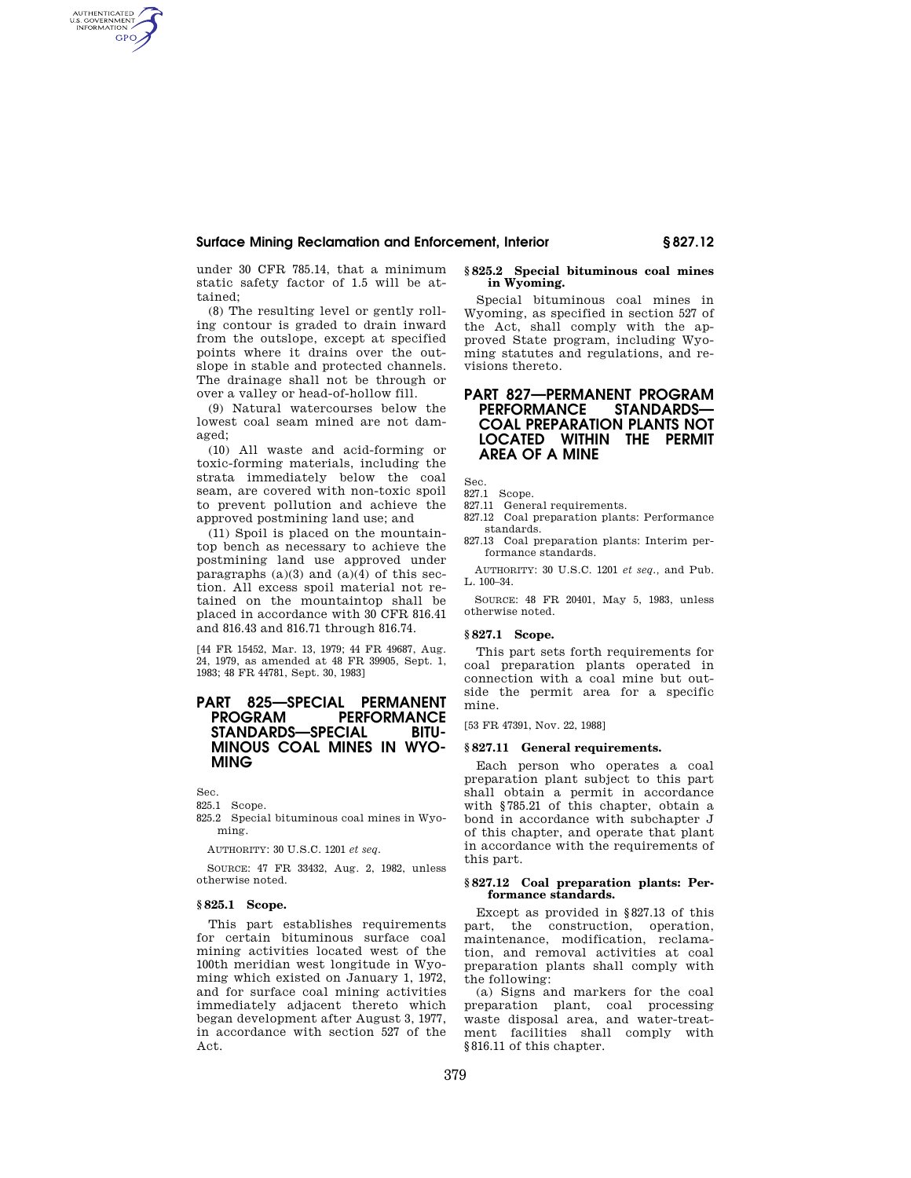under 30 CFR 785.14, that a minimum static safety factor of 1.5 will be attained;

(8) The resulting level or gently rolling contour is graded to drain inward from the outslope, except at specified points where it drains over the outslope in stable and protected channels. The drainage shall not be through or over a valley or head-of-hollow fill.

(9) Natural watercourses below the lowest coal seam mined are not damaged;

(10) All waste and acid-forming or toxic-forming materials, including the strata immediately below the coal seam, are covered with non-toxic spoil to prevent pollution and achieve the approved postmining land use; and

(11) Spoil is placed on the mountaintop bench as necessary to achieve the postmining land use approved under paragraphs (a)(3) and (a)(4) of this section. All excess spoil material not retained on the mountaintop shall be placed in accordance with 30 CFR 816.41 and 816.43 and 816.71 through 816.74.

[44 FR 15452, Mar. 13, 1979; 44 FR 49687, Aug. 24, 1979, as amended at 48 FR 39905, Sept. 1, 1983; 48 FR 44781, Sept. 30, 1983]

# PART 825—SPECIAL PERMANENT PROGRAM PERFORMANCE STANDARDS—SPECIAL BITUMINOUS COAL MINES IN WYOMING

Sec.
825.1 Scope.
825.2 Special bituminous coal mines in Wyoming.

AUTHORITY: 30 U.S.C. 1201 *et seq*.

SOURCE: 47 FR 33432, Aug. 2, 1982, unless otherwise noted.

## § 825.1 Scope.

This part establishes requirements for certain bituminous surface coal mining activities located west of the 100th meridian west longitude in Wyoming which existed on January 1, 1972, and for surface coal mining activities immediately adjacent thereto which began development after August 3, 1977, in accordance with section 527 of the Act.

## § 825.2 Special bituminous coal mines in Wyoming.

Special bituminous coal mines in Wyoming, as specified in section 527 of the Act, shall comply with the approved State program, including Wyoming statutes and regulations, and revisions thereto.

# PART 827—PERMANENT PROGRAM PERFORMANCE STANDARDS—COAL PREPARATION PLANTS NOT LOCATED WITHIN THE PERMIT AREA OF A MINE

Sec.
827.1 Scope.
827.11 General requirements.
827.12 Coal preparation plants: Performance standards.
827.13 Coal preparation plants: Interim performance standards.

AUTHORITY: 30 U.S.C. 1201 *et seq.*, and Pub. L. 100–34.

SOURCE: 48 FR 20401, May 5, 1983, unless otherwise noted.

## § 827.1 Scope.

This part sets forth requirements for coal preparation plants operated in connection with a coal mine but outside the permit area for a specific mine.

[53 FR 47391, Nov. 22, 1988]

## § 827.11 General requirements.

Each person who operates a coal preparation plant subject to this part shall obtain a permit in accordance with §785.21 of this chapter, obtain a bond in accordance with subchapter J of this chapter, and operate that plant in accordance with the requirements of this part.

## § 827.12 Coal preparation plants: Performance standards.

Except as provided in §827.13 of this part, the construction, operation, maintenance, modification, reclamation, and removal activities at coal preparation plants shall comply with the following:

(a) Signs and markers for the coal preparation plant, coal processing waste disposal area, and water-treatment facilities shall comply with §816.11 of this chapter.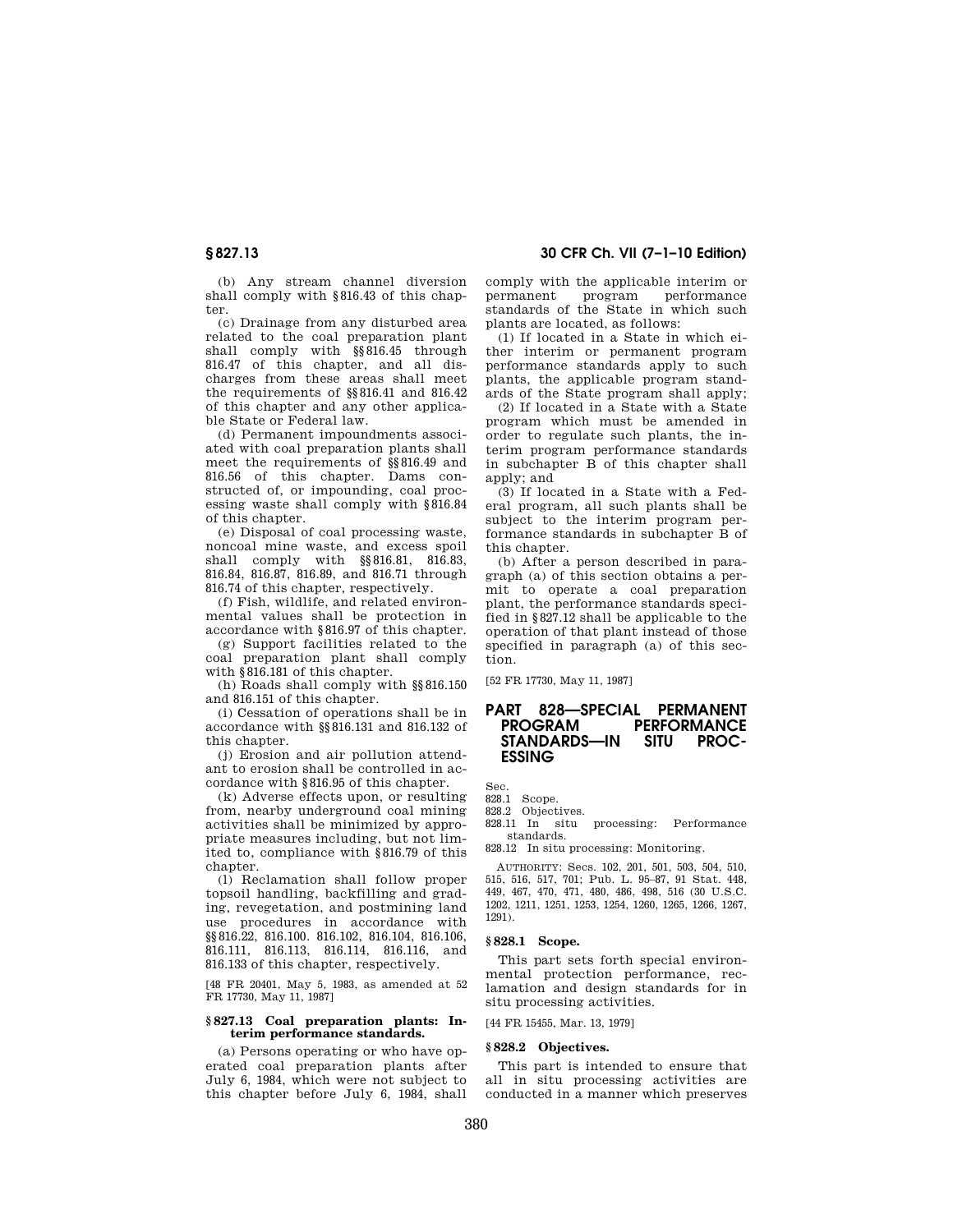(b) Any stream channel diversion shall comply with §816.43 of this chapter.

(c) Drainage from any disturbed area related to the coal preparation plant shall comply with §§816.45 through 816.47 of this chapter, and all discharges from these areas shall meet the requirements of §§816.41 and 816.42 of this chapter and any other applicable State or Federal law.

(d) Permanent impoundments associated with coal preparation plants shall meet the requirements of §§816.49 and 816.56 of this chapter. Dams constructed of, or impounding, coal processing waste shall comply with §816.84 of this chapter.

(e) Disposal of coal processing waste, noncoal mine waste, and excess spoil shall comply with §§816.81, 816.83, 816.84, 816.87, 816.89, and 816.71 through 816.74 of this chapter, respectively.

(f) Fish, wildlife, and related environmental values shall be protection in accordance with §816.97 of this chapter.

(g) Support facilities related to the coal preparation plant shall comply with §816.181 of this chapter.

(h) Roads shall comply with §§816.150 and 816.151 of this chapter.

(i) Cessation of operations shall be in accordance with §§816.131 and 816.132 of this chapter.

(j) Erosion and air pollution attendant to erosion shall be controlled in accordance with §816.95 of this chapter.

(k) Adverse effects upon, or resulting from, nearby underground coal mining activities shall be minimized by appropriate measures including, but not limited to, compliance with §816.79 of this chapter.

(l) Reclamation shall follow proper topsoil handling, backfilling and grading, revegetation, and postmining land use procedures in accordance with §§816.22, 816.100. 816.102, 816.104, 816.106, 816.111, 816.113, 816.114, 816.116, and 816.133 of this chapter, respectively.

[48 FR 20401, May 5, 1983, as amended at 52 FR 17730, May 11, 1987]

### § 827.13 Coal preparation plants: Interim performance standards.

(a) Persons operating or who have operated coal preparation plants after July 6, 1984, which were not subject to this chapter before July 6, 1984, shall comply with the applicable interim or permanent program performance standards of the State in which such plants are located, as follows:

(1) If located in a State in which either interim or permanent program performance standards apply to such plants, the applicable program standards of the State program shall apply;

(2) If located in a State with a State program which must be amended in order to regulate such plants, the interim program performance standards in subchapter B of this chapter shall apply; and

(3) If located in a State with a Federal program, all such plants shall be subject to the interim program performance standards in subchapter B of this chapter.

(b) After a person described in paragraph (a) of this section obtains a permit to operate a coal preparation plant, the performance standards specified in §827.12 shall be applicable to the operation of that plant instead of those specified in paragraph (a) of this section.

[52 FR 17730, May 11, 1987]

## PART 828—SPECIAL PERMANENT PROGRAM PERFORMANCE STANDARDS—IN SITU PROCESSING

Sec.
828.1 Scope.
828.2 Objectives.
828.11 In situ processing: Performance standards.
828.12 In situ processing: Monitoring.

AUTHORITY: Secs. 102, 201, 501, 503, 504, 510, 515, 516, 517, 701; Pub. L. 95–87, 91 Stat. 448, 449, 467, 470, 471, 480, 486, 498, 516 (30 U.S.C. 1202, 1211, 1251, 1253, 1254, 1260, 1265, 1266, 1267, 1291).

### § 828.1 Scope.

This part sets forth special environmental protection performance, reclamation and design standards for in situ processing activities.

[44 FR 15455, Mar. 13, 1979]

### § 828.2 Objectives.

This part is intended to ensure that all in situ processing activities are conducted in a manner which preserves